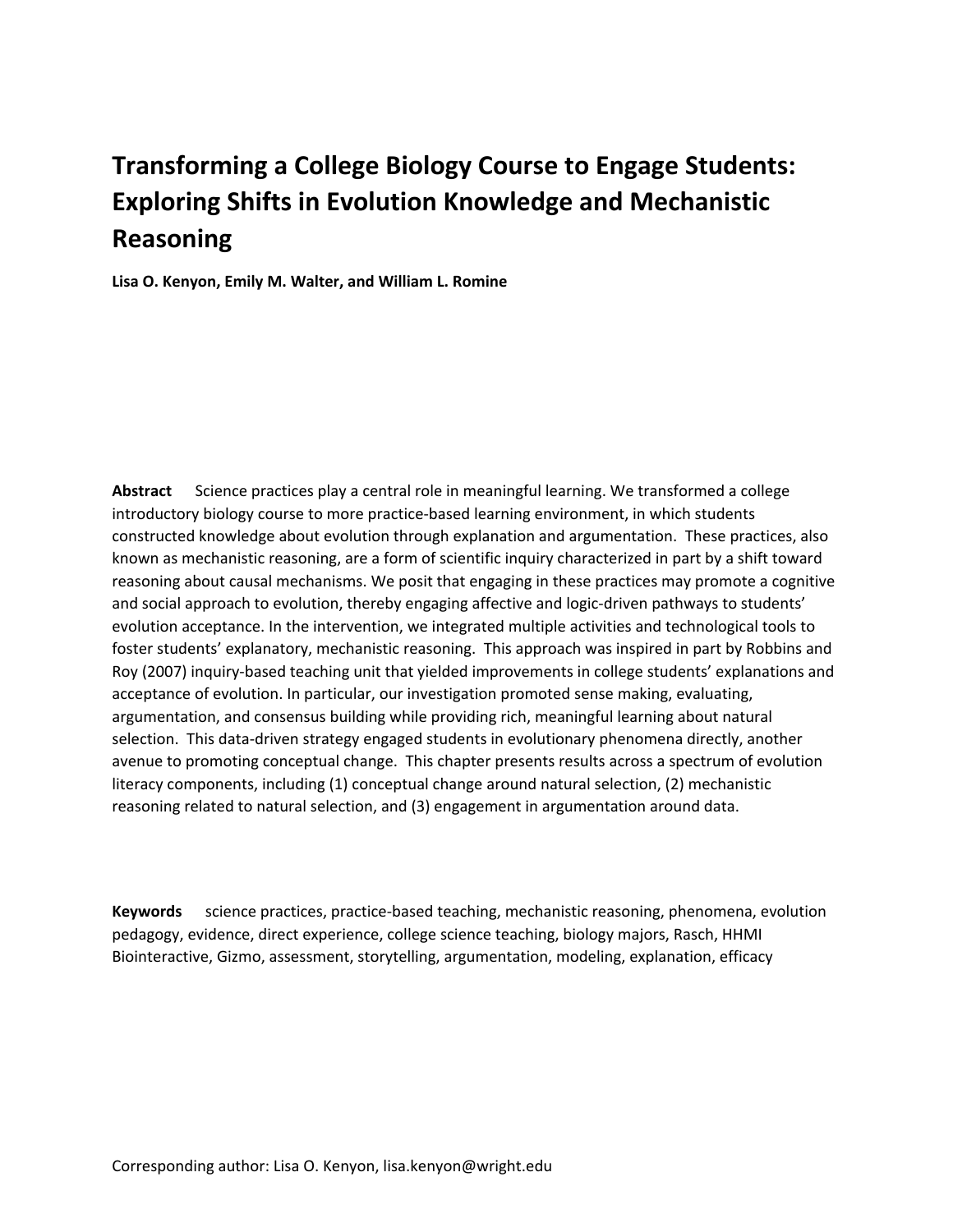# Transforming a College Biology Course to Engage Students: Exploring Shifts in Evolution Knowledge and Mechanistic Reasoning

**Lisa O. Kenyon, Emily M. Walter, and William L. Romine**

**Abstract** Science practices play a central role in meaningful learning. We transformed a college introductory biology course to more practice-based learning environment, in which students constructed knowledge about evolution through explanation and argumentation. These practices, also known as mechanistic reasoning, are a form of scientific inquiry characterized in part by a shift toward reasoning about causal mechanisms. We posit that engaging in these practices may promote a cognitive and social approach to evolution, thereby engaging affective and logic-driven pathways to students' evolution acceptance. In the intervention, we integrated multiple activities and technological tools to foster students' explanatory, mechanistic reasoning. This approach was inspired in part by Robbins and Roy (2007) inquiry-based teaching unit that yielded improvements in college students' explanations and acceptance of evolution. In particular, our investigation promoted sense making, evaluating, argumentation, and consensus building while providing rich, meaningful learning about natural selection. This data-driven strategy engaged students in evolutionary phenomena directly, another avenue to promoting conceptual change. This chapter presents results across a spectrum of evolution literacy components, including (1) conceptual change around natural selection, (2) mechanistic reasoning related to natural selection, and (3) engagement in argumentation around data.

**Keywords** science practices, practice-based teaching, mechanistic reasoning, phenomena, evolution pedagogy, evidence, direct experience, college science teaching, biology majors, Rasch, HHMI Biointeractive, Gizmo, assessment, storytelling, argumentation, modeling, explanation, efficacy

Corresponding author: Lisa O. Kenyon, lisa.kenyon@wright.edu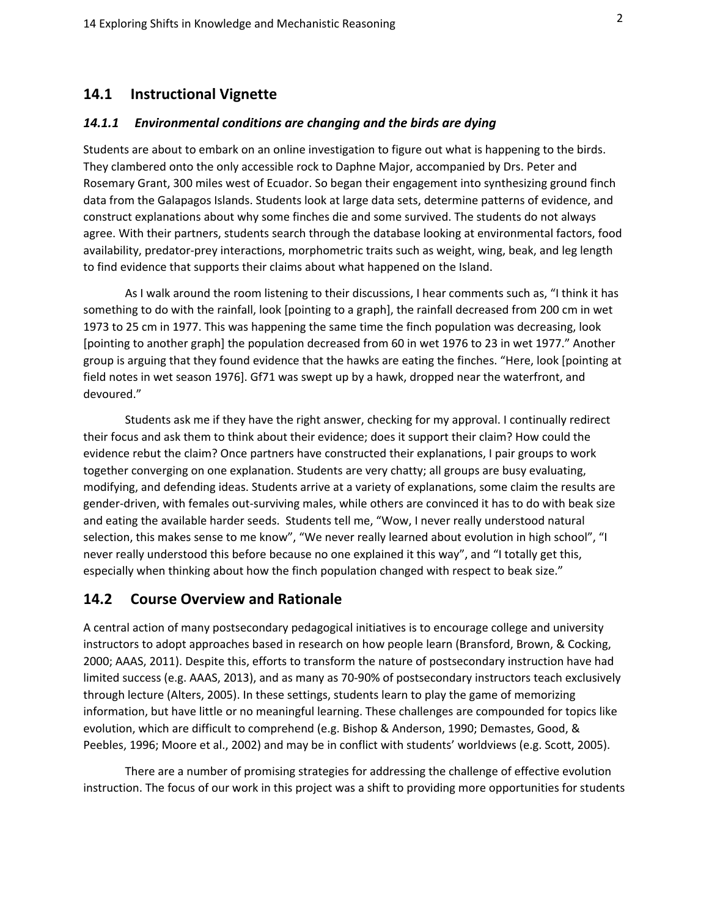## 14.1 Instructional Vignette

### *14.1.1 Environmental conditions are changing and the birds are dying*

Students are about to embark on an online investigation to figure out what is happening to the birds. They clambered onto the only accessible rock to Daphne Major, accompanied by Drs. Peter and Rosemary Grant, 300 miles west of Ecuador. So began their engagement into synthesizing ground finch data from the Galapagos Islands. Students look at large data sets, determine patterns of evidence, and construct explanations about why some finches die and some survived. The students do not always agree. With their partners, students search through the database looking at environmental factors, food availability, predator-prey interactions, morphometric traits such as weight, wing, beak, and leg length to find evidence that supports their claims about what happened on the Island.

As I walk around the room listening to their discussions, I hear comments such as, "I think it has something to do with the rainfall, look [pointing to a graph], the rainfall decreased from 200 cm in wet 1973 to 25 cm in 1977. This was happening the same time the finch population was decreasing, look [pointing to another graph] the population decreased from 60 in wet 1976 to 23 in wet 1977." Another group is arguing that they found evidence that the hawks are eating the finches. "Here, look [pointing at field notes in wet season 1976]. Gf71 was swept up by a hawk, dropped near the waterfront, and devoured."

Students ask me if they have the right answer, checking for my approval. I continually redirect their focus and ask them to think about their evidence; does it support their claim? How could the evidence rebut the claim? Once partners have constructed their explanations, I pair groups to work together converging on one explanation. Students are very chatty; all groups are busy evaluating, modifying, and defending ideas. Students arrive at a variety of explanations, some claim the results are gender-driven, with females out-surviving males, while others are convinced it has to do with beak size and eating the available harder seeds. Students tell me, "Wow, I never really understood natural selection, this makes sense to me know", "We never really learned about evolution in high school", "I never really understood this before because no one explained it this way", and "I totally get this, especially when thinking about how the finch population changed with respect to beak size."

## 14.2 Course Overview and Rationale

A central action of many postsecondary pedagogical initiatives is to encourage college and university instructors to adopt approaches based in research on how people learn (Bransford, Brown, & Cocking, 2000; AAAS, 2011). Despite this, efforts to transform the nature of postsecondary instruction have had limited success (e.g. AAAS, 2013), and as many as 70-90% of postsecondary instructors teach exclusively through lecture (Alters, 2005). In these settings, students learn to play the game of memorizing information, but have little or no meaningful learning. These challenges are compounded for topics like evolution, which are difficult to comprehend (e.g. Bishop & Anderson, 1990; Demastes, Good, & Peebles, 1996; Moore et al., 2002) and may be in conflict with students' worldviews (e.g. Scott, 2005).

There are a number of promising strategies for addressing the challenge of effective evolution instruction. The focus of our work in this project was a shift to providing more opportunities for students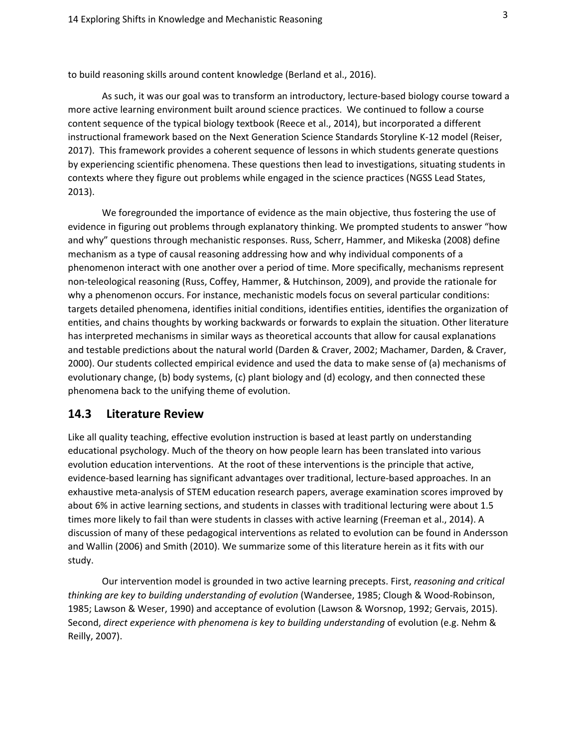to build reasoning skills around content knowledge (Berland et al., 2016).

As such, it was our goal was to transform an introductory, lecture-based biology course toward a more active learning environment built around science practices. We continued to follow a course content sequence of the typical biology textbook (Reece et al., 2014), but incorporated a different instructional framework based on the Next Generation Science Standards Storyline K-12 model (Reiser, 2017). This framework provides a coherent sequence of lessons in which students generate questions by experiencing scientific phenomena. These questions then lead to investigations, situating students in contexts where they figure out problems while engaged in the science practices (NGSS Lead States, 2013).

We foregrounded the importance of evidence as the main objective, thus fostering the use of evidence in figuring out problems through explanatory thinking. We prompted students to answer "how and why" questions through mechanistic responses. Russ, Scherr, Hammer, and Mikeska (2008) define mechanism as a type of causal reasoning addressing how and why individual components of a phenomenon interact with one another over a period of time. More specifically, mechanisms represent non-teleological reasoning (Russ, Coffey, Hammer, & Hutchinson, 2009), and provide the rationale for why a phenomenon occurs. For instance, mechanistic models focus on several particular conditions: targets detailed phenomena, identifies initial conditions, identifies entities, identifies the organization of entities, and chains thoughts by working backwards or forwards to explain the situation. Other literature has interpreted mechanisms in similar ways as theoretical accounts that allow for causal explanations and testable predictions about the natural world (Darden & Craver, 2002; Machamer, Darden, & Craver, 2000). Our students collected empirical evidence and used the data to make sense of (a) mechanisms of evolutionary change, (b) body systems, (c) plant biology and (d) ecology, and then connected these phenomena back to the unifying theme of evolution.

## 14.3 Literature Review

Like all quality teaching, effective evolution instruction is based at least partly on understanding educational psychology. Much of the theory on how people learn has been translated into various evolution education interventions. At the root of these interventions is the principle that active, evidence-based learning has significant advantages over traditional, lecture-based approaches. In an exhaustive meta-analysis of STEM education research papers, average examination scores improved by about 6% in active learning sections, and students in classes with traditional lecturing were about 1.5 times more likely to fail than were students in classes with active learning (Freeman et al., 2014). A discussion of many of these pedagogical interventions as related to evolution can be found in Andersson and Wallin (2006) and Smith (2010). We summarize some of this literature herein as it fits with our study.

Our intervention model is grounded in two active learning precepts. First, *reasoning and critical thinking are key to building understanding of evolution* (Wandersee, 1985; Clough & Wood-Robinson, 1985; Lawson & Weser, 1990) and acceptance of evolution (Lawson & Worsnop, 1992; Gervais, 2015). Second, *direct experience with phenomena is key to building understanding* of evolution (e.g. Nehm & Reilly, 2007).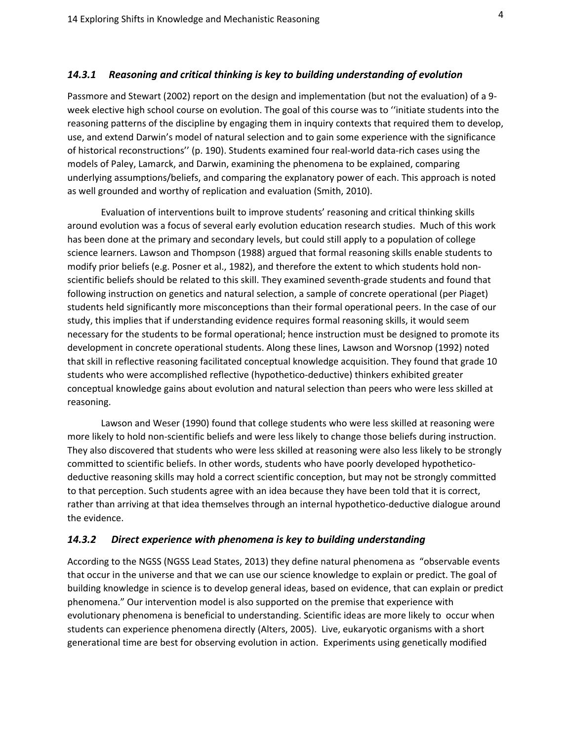### *14.3.1 Reasoning and critical thinking is key to building understanding of evolution*

Passmore and Stewart (2002) report on the design and implementation (but not the evaluation) of a 9-week elective high school course on evolution. The goal of this course was to ''initiate students into the reasoning patterns of the discipline by engaging them in inquiry contexts that required them to develop, use, and extend Darwin's model of natural selection and to gain some experience with the significance of historical reconstructions'' (p. 190). Students examined four real-world data-rich cases using the models of Paley, Lamarck, and Darwin, examining the phenomena to be explained, comparing underlying assumptions/beliefs, and comparing the explanatory power of each. This approach is noted as well grounded and worthy of replication and evaluation (Smith, 2010).

Evaluation of interventions built to improve students' reasoning and critical thinking skills around evolution was a focus of several early evolution education research studies. Much of this work has been done at the primary and secondary levels, but could still apply to a population of college science learners. Lawson and Thompson (1988) argued that formal reasoning skills enable students to modify prior beliefs (e.g. Posner et al., 1982), and therefore the extent to which students hold non-scientific beliefs should be related to this skill. They examined seventh-grade students and found that following instruction on genetics and natural selection, a sample of concrete operational (per Piaget) students held significantly more misconceptions than their formal operational peers. In the case of our study, this implies that if understanding evidence requires formal reasoning skills, it would seem necessary for the students to be formal operational; hence instruction must be designed to promote its development in concrete operational students. Along these lines, Lawson and Worsnop (1992) noted that skill in reflective reasoning facilitated conceptual knowledge acquisition. They found that grade 10 students who were accomplished reflective (hypothetico-deductive) thinkers exhibited greater conceptual knowledge gains about evolution and natural selection than peers who were less skilled at reasoning.

Lawson and Weser (1990) found that college students who were less skilled at reasoning were more likely to hold non-scientific beliefs and were less likely to change those beliefs during instruction. They also discovered that students who were less skilled at reasoning were also less likely to be strongly committed to scientific beliefs. In other words, students who have poorly developed hypothetico-deductive reasoning skills may hold a correct scientific conception, but may not be strongly committed to that perception. Such students agree with an idea because they have been told that it is correct, rather than arriving at that idea themselves through an internal hypothetico-deductive dialogue around the evidence.

### *14.3.2 Direct experience with phenomena is key to building understanding*

According to the NGSS (NGSS Lead States, 2013) they define natural phenomena as "observable events that occur in the universe and that we can use our science knowledge to explain or predict. The goal of building knowledge in science is to develop general ideas, based on evidence, that can explain or predict phenomena." Our intervention model is also supported on the premise that experience with evolutionary phenomena is beneficial to understanding. Scientific ideas are more likely to occur when students can experience phenomena directly (Alters, 2005). Live, eukaryotic organisms with a short generational time are best for observing evolution in action. Experiments using genetically modified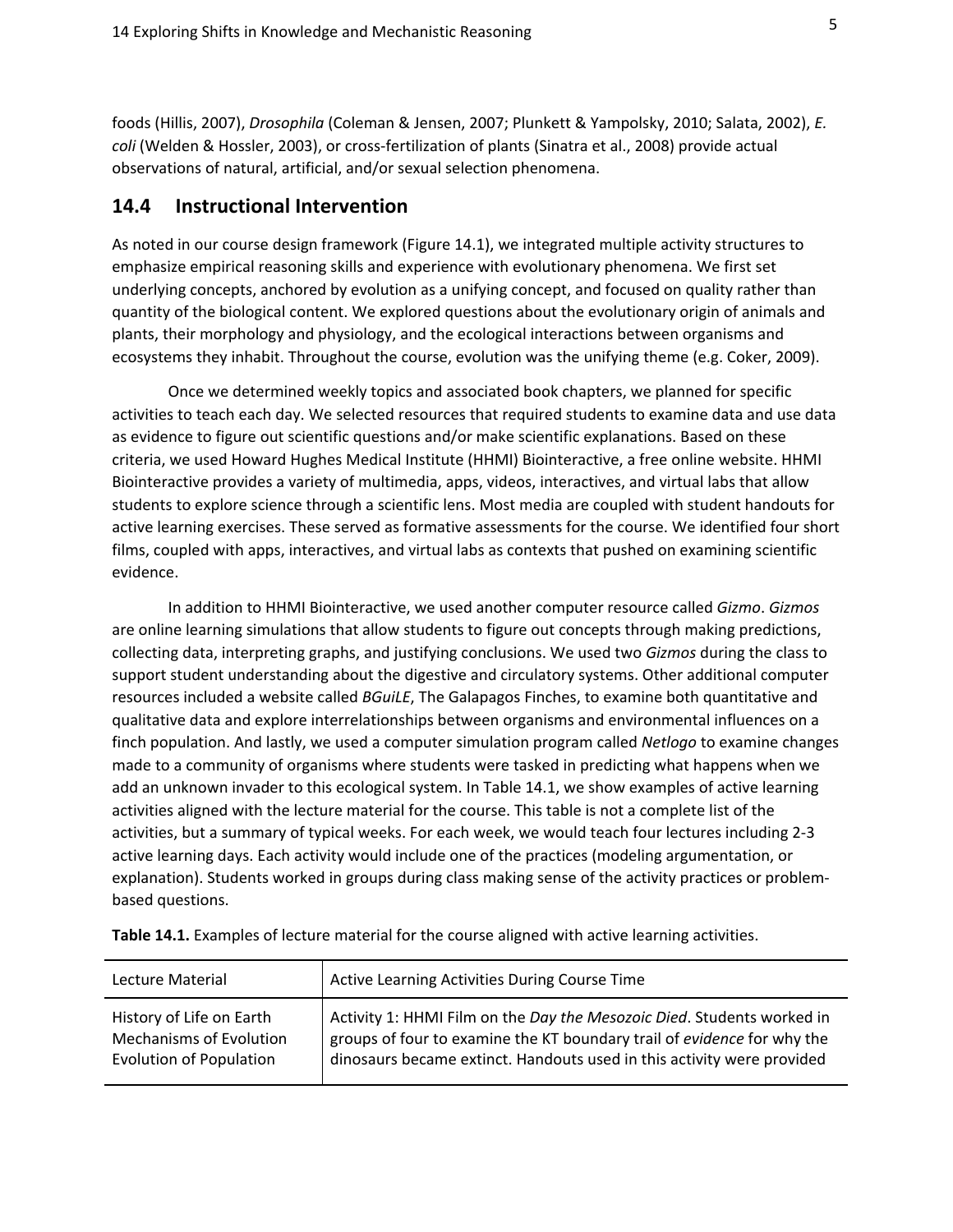foods (Hillis, 2007), *Drosophila* (Coleman & Jensen, 2007; Plunkett & Yampolsky, 2010; Salata, 2002), *E. coli* (Welden & Hossler, 2003), or cross-fertilization of plants (Sinatra et al., 2008) provide actual observations of natural, artificial, and/or sexual selection phenomena.

## 14.4 Instructional Intervention

As noted in our course design framework (Figure 14.1), we integrated multiple activity structures to emphasize empirical reasoning skills and experience with evolutionary phenomena. We first set underlying concepts, anchored by evolution as a unifying concept, and focused on quality rather than quantity of the biological content. We explored questions about the evolutionary origin of animals and plants, their morphology and physiology, and the ecological interactions between organisms and ecosystems they inhabit. Throughout the course, evolution was the unifying theme (e.g. Coker, 2009).

Once we determined weekly topics and associated book chapters, we planned for specific activities to teach each day. We selected resources that required students to examine data and use data as evidence to figure out scientific questions and/or make scientific explanations. Based on these criteria, we used Howard Hughes Medical Institute (HHMI) Biointeractive, a free online website. HHMI Biointeractive provides a variety of multimedia, apps, videos, interactives, and virtual labs that allow students to explore science through a scientific lens. Most media are coupled with student handouts for active learning exercises. These served as formative assessments for the course. We identified four short films, coupled with apps, interactives, and virtual labs as contexts that pushed on examining scientific evidence.

In addition to HHMI Biointeractive, we used another computer resource called *Gizmo*. *Gizmos* are online learning simulations that allow students to figure out concepts through making predictions, collecting data, interpreting graphs, and justifying conclusions. We used two *Gizmos* during the class to support student understanding about the digestive and circulatory systems. Other additional computer resources included a website called *BGuiLE*, The Galapagos Finches, to examine both quantitative and qualitative data and explore interrelationships between organisms and environmental influences on a finch population. And lastly, we used a computer simulation program called *Netlogo* to examine changes made to a community of organisms where students were tasked in predicting what happens when we add an unknown invader to this ecological system. In Table 14.1, we show examples of active learning activities aligned with the lecture material for the course. This table is not a complete list of the activities, but a summary of typical weeks. For each week, we would teach four lectures including 2-3 active learning days. Each activity would include one of the practices (modeling argumentation, or explanation). Students worked in groups during class making sense of the activity practices or problem-based questions.

**Table 14.1.** Examples of lecture material for the course aligned with active learning activities.

| Lecture Material | Active Learning Activities During Course Time |
|---|---|
| History of Life on Earth<br>Mechanisms of Evolution<br>Evolution of Population | Activity 1: HHMI Film on the *Day the Mesozoic Died*. Students worked in groups of four to examine the KT boundary trail of *evidence* for why the dinosaurs became extinct. Handouts used in this activity were provided |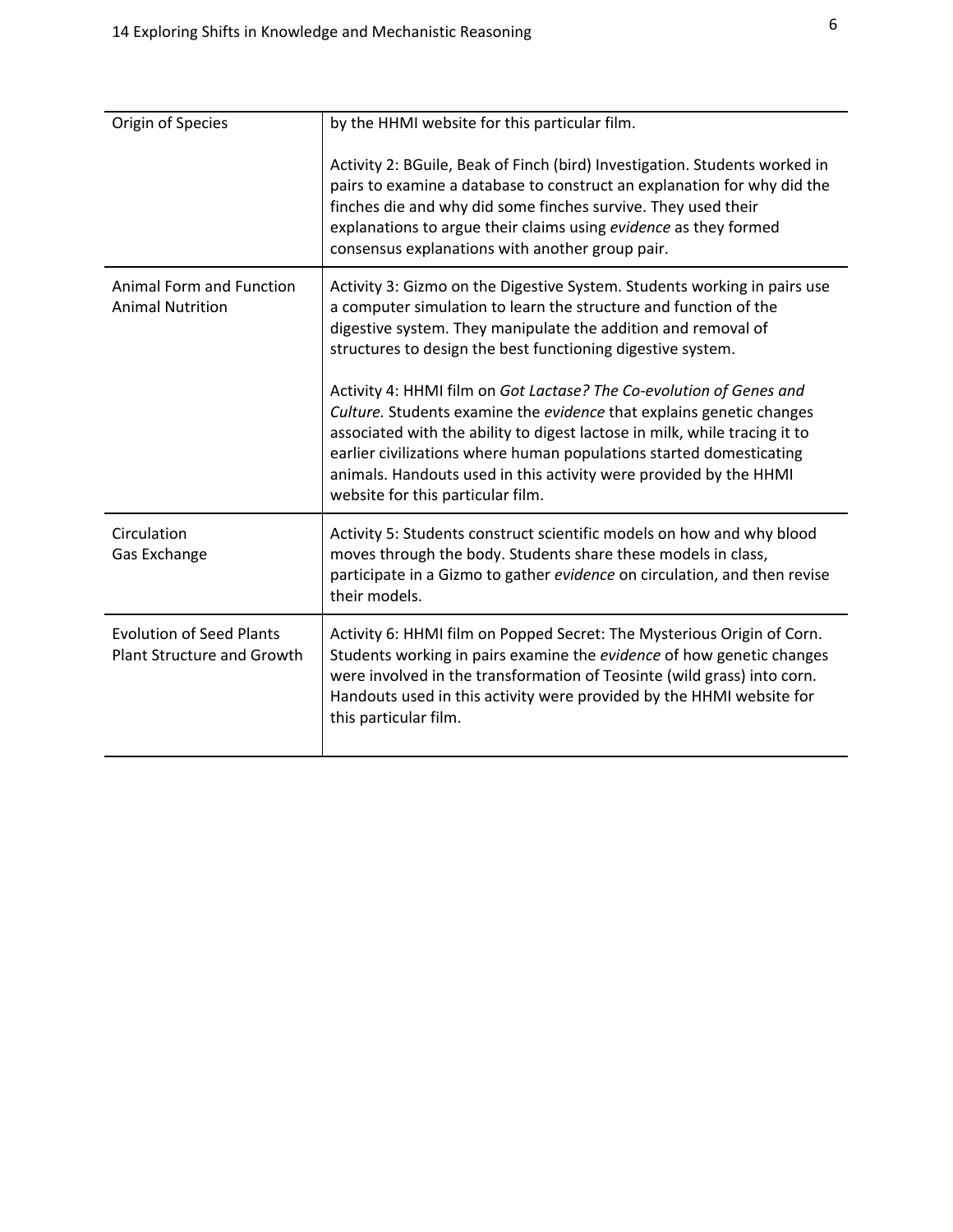| | |
|---|---|
| Origin of Species | by the HHMI website for this particular film.<br><br>Activity 2: BGuile, Beak of Finch (bird) Investigation. Students worked in pairs to examine a database to construct an explanation for why did the finches die and why did some finches survive. They used their explanations to argue their claims using *evidence* as they formed consensus explanations with another group pair. |
| Animal Form and Function<br>Animal Nutrition | Activity 3: Gizmo on the Digestive System. Students working in pairs use a computer simulation to learn the structure and function of the digestive system. They manipulate the addition and removal of structures to design the best functioning digestive system.<br><br>Activity 4: HHMI film on *Got Lactase? The Co-evolution of Genes and Culture.* Students examine the *evidence* that explains genetic changes associated with the ability to digest lactose in milk, while tracing it to earlier civilizations where human populations started domesticating animals. Handouts used in this activity were provided by the HHMI website for this particular film. |
| Circulation<br>Gas Exchange | Activity 5: Students construct scientific models on how and why blood moves through the body. Students share these models in class, participate in a Gizmo to gather *evidence* on circulation, and then revise their models. |
| Evolution of Seed Plants<br>Plant Structure and Growth | Activity 6: HHMI film on Popped Secret: The Mysterious Origin of Corn. Students working in pairs examine the *evidence* of how genetic changes were involved in the transformation of Teosinte (wild grass) into corn. Handouts used in this activity were provided by the HHMI website for this particular film. |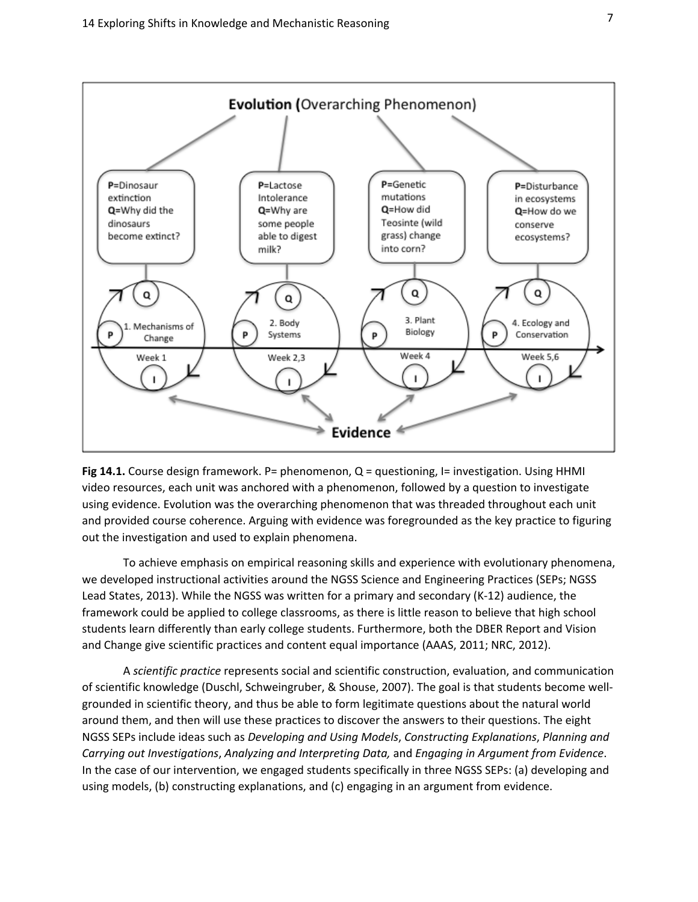**Fig 14.1.** Course design framework. P= phenomenon, Q = questioning, I= investigation. Using HHMI video resources, each unit was anchored with a phenomenon, followed by a question to investigate using evidence. Evolution was the overarching phenomenon that was threaded throughout each unit and provided course coherence. Arguing with evidence was foregrounded as the key practice to figuring out the investigation and used to explain phenomena.

To achieve emphasis on empirical reasoning skills and experience with evolutionary phenomena, we developed instructional activities around the NGSS Science and Engineering Practices (SEPs; NGSS Lead States, 2013). While the NGSS was written for a primary and secondary (K-12) audience, the framework could be applied to college classrooms, as there is little reason to believe that high school students learn differently than early college students. Furthermore, both the DBER Report and Vision and Change give scientific practices and content equal importance (AAAS, 2011; NRC, 2012).

A *scientific practice* represents social and scientific construction, evaluation, and communication of scientific knowledge (Duschl, Schweingruber, & Shouse, 2007). The goal is that students become well-grounded in scientific theory, and thus be able to form legitimate questions about the natural world around them, and then will use these practices to discover the answers to their questions. The eight NGSS SEPs include ideas such as *Developing and Using Models*, *Constructing Explanations*, *Planning and Carrying out Investigations*, *Analyzing and Interpreting Data,* and *Engaging in Argument from Evidence*. In the case of our intervention, we engaged students specifically in three NGSS SEPs: (a) developing and using models, (b) constructing explanations, and (c) engaging in an argument from evidence.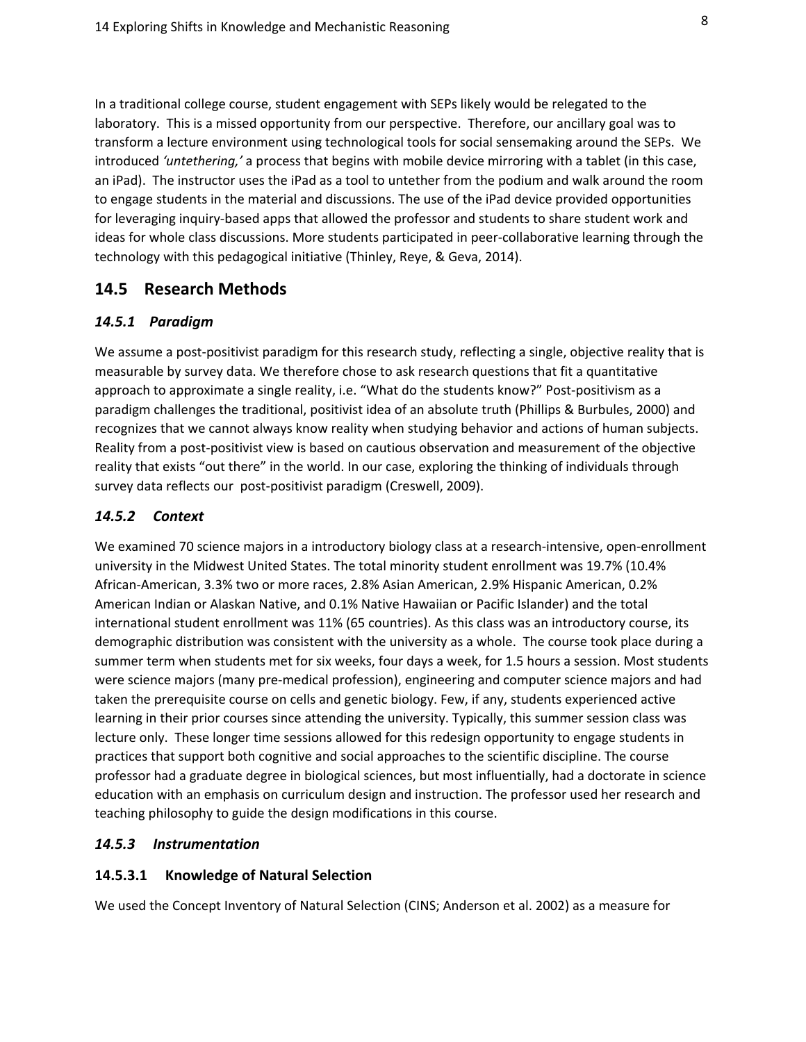In a traditional college course, student engagement with SEPs likely would be relegated to the laboratory. This is a missed opportunity from our perspective. Therefore, our ancillary goal was to transform a lecture environment using technological tools for social sensemaking around the SEPs. We introduced *'untethering,'* a process that begins with mobile device mirroring with a tablet (in this case, an iPad). The instructor uses the iPad as a tool to untether from the podium and walk around the room to engage students in the material and discussions. The use of the iPad device provided opportunities for leveraging inquiry-based apps that allowed the professor and students to share student work and ideas for whole class discussions. More students participated in peer-collaborative learning through the technology with this pedagogical initiative (Thinley, Reye, & Geva, 2014).

## 14.5 Research Methods

### *14.5.1 Paradigm*

We assume a post-positivist paradigm for this research study, reflecting a single, objective reality that is measurable by survey data. We therefore chose to ask research questions that fit a quantitative approach to approximate a single reality, i.e. "What do the students know?" Post-positivism as a paradigm challenges the traditional, positivist idea of an absolute truth (Phillips & Burbules, 2000) and recognizes that we cannot always know reality when studying behavior and actions of human subjects. Reality from a post-positivist view is based on cautious observation and measurement of the objective reality that exists "out there" in the world. In our case, exploring the thinking of individuals through survey data reflects our post-positivist paradigm (Creswell, 2009).

### *14.5.2 Context*

We examined 70 science majors in a introductory biology class at a research-intensive, open-enrollment university in the Midwest United States. The total minority student enrollment was 19.7% (10.4% African-American, 3.3% two or more races, 2.8% Asian American, 2.9% Hispanic American, 0.2% American Indian or Alaskan Native, and 0.1% Native Hawaiian or Pacific Islander) and the total international student enrollment was 11% (65 countries). As this class was an introductory course, its demographic distribution was consistent with the university as a whole. The course took place during a summer term when students met for six weeks, four days a week, for 1.5 hours a session. Most students were science majors (many pre-medical profession), engineering and computer science majors and had taken the prerequisite course on cells and genetic biology. Few, if any, students experienced active learning in their prior courses since attending the university. Typically, this summer session class was lecture only. These longer time sessions allowed for this redesign opportunity to engage students in practices that support both cognitive and social approaches to the scientific discipline. The course professor had a graduate degree in biological sciences, but most influentially, had a doctorate in science education with an emphasis on curriculum design and instruction. The professor used her research and teaching philosophy to guide the design modifications in this course.

### *14.5.3 Instrumentation*

#### 14.5.3.1 Knowledge of Natural Selection

We used the Concept Inventory of Natural Selection (CINS; Anderson et al. 2002) as a measure for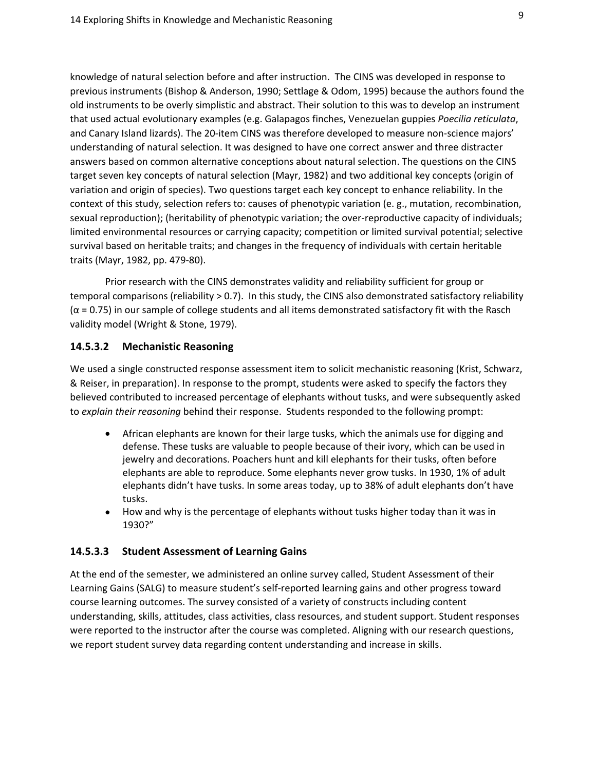knowledge of natural selection before and after instruction. The CINS was developed in response to previous instruments (Bishop & Anderson, 1990; Settlage & Odom, 1995) because the authors found the old instruments to be overly simplistic and abstract. Their solution to this was to develop an instrument that used actual evolutionary examples (e.g. Galapagos finches, Venezuelan guppies *Poecilia reticulata*, and Canary Island lizards). The 20-item CINS was therefore developed to measure non-science majors' understanding of natural selection. It was designed to have one correct answer and three distracter answers based on common alternative conceptions about natural selection. The questions on the CINS target seven key concepts of natural selection (Mayr, 1982) and two additional key concepts (origin of variation and origin of species). Two questions target each key concept to enhance reliability. In the context of this study, selection refers to: causes of phenotypic variation (e. g., mutation, recombination, sexual reproduction); (heritability of phenotypic variation; the over-reproductive capacity of individuals; limited environmental resources or carrying capacity; competition or limited survival potential; selective survival based on heritable traits; and changes in the frequency of individuals with certain heritable traits (Mayr, 1982, pp. 479-80).

Prior research with the CINS demonstrates validity and reliability sufficient for group or temporal comparisons (reliability > 0.7). In this study, the CINS also demonstrated satisfactory reliability ($\alpha = 0.75$) in our sample of college students and all items demonstrated satisfactory fit with the Rasch validity model (Wright & Stone, 1979).

### 14.5.3.2 Mechanistic Reasoning

We used a single constructed response assessment item to solicit mechanistic reasoning (Krist, Schwarz, & Reiser, in preparation). In response to the prompt, students were asked to specify the factors they believed contributed to increased percentage of elephants without tusks, and were subsequently asked to *explain their reasoning* behind their response. Students responded to the following prompt:

- African elephants are known for their large tusks, which the animals use for digging and defense. These tusks are valuable to people because of their ivory, which can be used in jewelry and decorations. Poachers hunt and kill elephants for their tusks, often before elephants are able to reproduce. Some elephants never grow tusks. In 1930, 1% of adult elephants didn't have tusks. In some areas today, up to 38% of adult elephants don't have tusks.
- How and why is the percentage of elephants without tusks higher today than it was in 1930?"

### 14.5.3.3 Student Assessment of Learning Gains

At the end of the semester, we administered an online survey called, Student Assessment of their Learning Gains (SALG) to measure student's self-reported learning gains and other progress toward course learning outcomes. The survey consisted of a variety of constructs including content understanding, skills, attitudes, class activities, class resources, and student support. Student responses were reported to the instructor after the course was completed. Aligning with our research questions, we report student survey data regarding content understanding and increase in skills.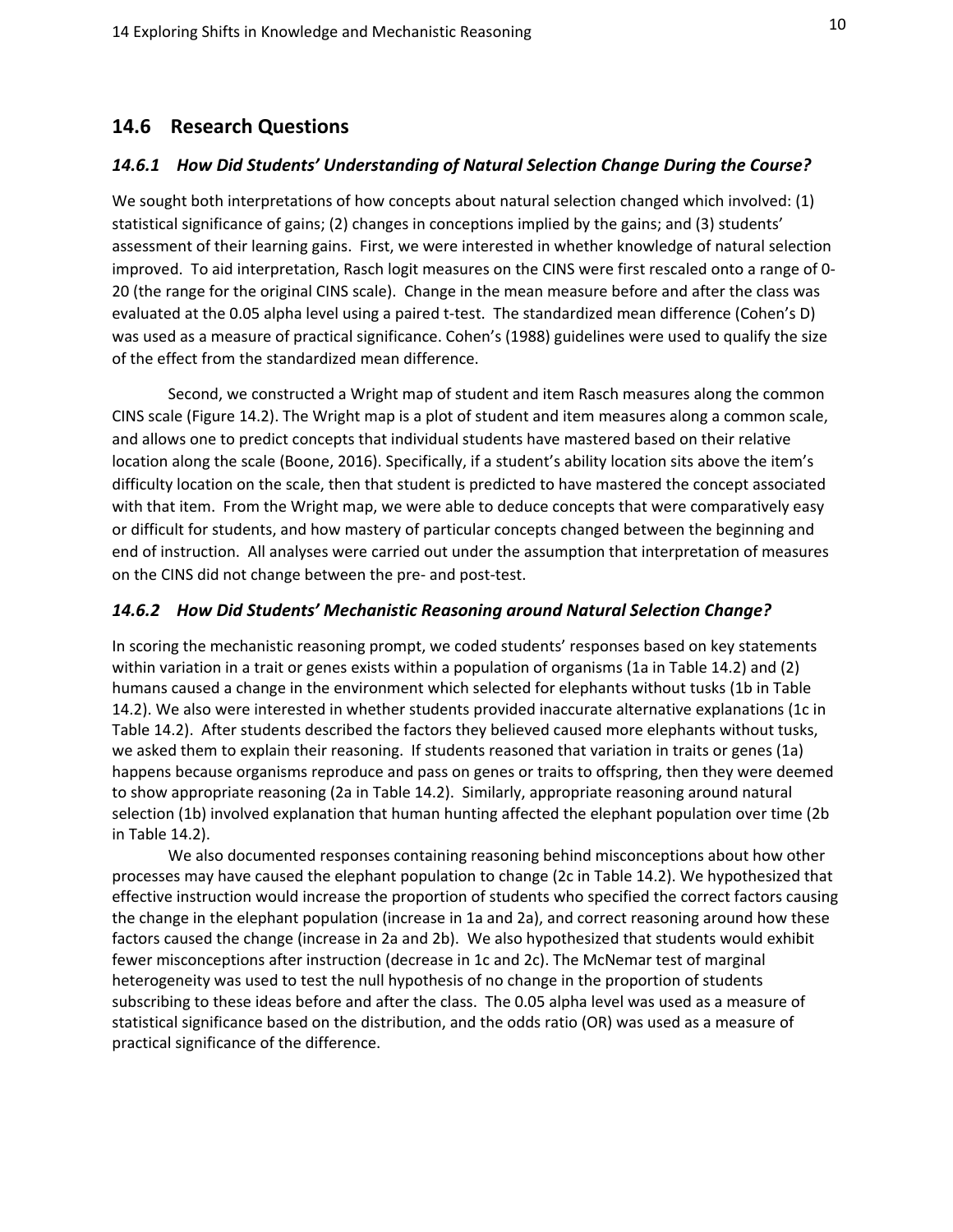## 14.6 Research Questions

### *14.6.1 How Did Students' Understanding of Natural Selection Change During the Course?*

We sought both interpretations of how concepts about natural selection changed which involved: (1) statistical significance of gains; (2) changes in conceptions implied by the gains; and (3) students' assessment of their learning gains. First, we were interested in whether knowledge of natural selection improved. To aid interpretation, Rasch logit measures on the CINS were first rescaled onto a range of 0-20 (the range for the original CINS scale). Change in the mean measure before and after the class was evaluated at the 0.05 alpha level using a paired t-test. The standardized mean difference (Cohen's D) was used as a measure of practical significance. Cohen's (1988) guidelines were used to qualify the size of the effect from the standardized mean difference.

Second, we constructed a Wright map of student and item Rasch measures along the common CINS scale (Figure 14.2). The Wright map is a plot of student and item measures along a common scale, and allows one to predict concepts that individual students have mastered based on their relative location along the scale (Boone, 2016). Specifically, if a student's ability location sits above the item's difficulty location on the scale, then that student is predicted to have mastered the concept associated with that item. From the Wright map, we were able to deduce concepts that were comparatively easy or difficult for students, and how mastery of particular concepts changed between the beginning and end of instruction. All analyses were carried out under the assumption that interpretation of measures on the CINS did not change between the pre- and post-test.

### *14.6.2 How Did Students' Mechanistic Reasoning around Natural Selection Change?*

In scoring the mechanistic reasoning prompt, we coded students' responses based on key statements within variation in a trait or genes exists within a population of organisms (1a in Table 14.2) and (2) humans caused a change in the environment which selected for elephants without tusks (1b in Table 14.2). We also were interested in whether students provided inaccurate alternative explanations (1c in Table 14.2). After students described the factors they believed caused more elephants without tusks, we asked them to explain their reasoning. If students reasoned that variation in traits or genes (1a) happens because organisms reproduce and pass on genes or traits to offspring, then they were deemed to show appropriate reasoning (2a in Table 14.2). Similarly, appropriate reasoning around natural selection (1b) involved explanation that human hunting affected the elephant population over time (2b in Table 14.2).

We also documented responses containing reasoning behind misconceptions about how other processes may have caused the elephant population to change (2c in Table 14.2). We hypothesized that effective instruction would increase the proportion of students who specified the correct factors causing the change in the elephant population (increase in 1a and 2a), and correct reasoning around how these factors caused the change (increase in 2a and 2b). We also hypothesized that students would exhibit fewer misconceptions after instruction (decrease in 1c and 2c). The McNemar test of marginal heterogeneity was used to test the null hypothesis of no change in the proportion of students subscribing to these ideas before and after the class. The 0.05 alpha level was used as a measure of statistical significance based on the distribution, and the odds ratio (OR) was used as a measure of practical significance of the difference.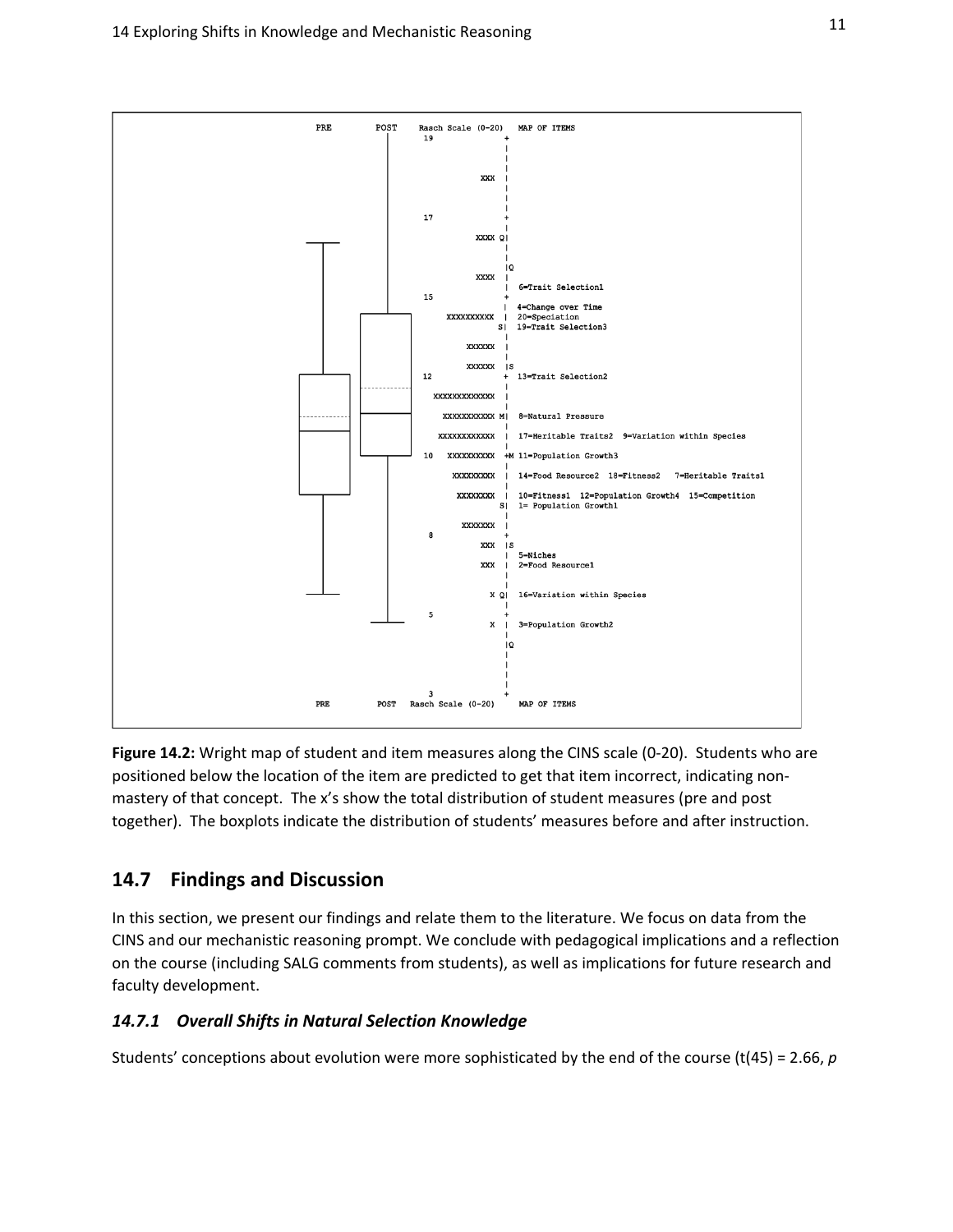```
PRE    POST    Rasch Scale (0-20)    MAP OF ITEMS
               19                +
                                 |
                                 |
                           XXX   |
                                 |
                                 |
               17                +
                                 |
                          XXXX Q|
                                 |
                                 |Q
                          XXXX   |
                                 |   6=Trait Selection1
               15                +
                                 |   4=Change over Time
                    XXXXXXXXXX   |   20=Speciation
                                S|   19=Trait Selection3
                                 |
                        XXXXXX   |
                        XXXXXX   |S
               12                +   13=Trait Selection2
                 XXXXXXXXXXXXX   |
                   XXXXXXXXXXX M|   8=Natural Pressure
                  XXXXXXXXXXXX   |   17=Heritable Traits2  9=Variation within Species
               10   XXXXXXXXXX   +M  11=Population Growth3
                     XXXXXXXXX   |   14=Food Resource2  18=Fitness2   7=Heritable Traits1
                      XXXXXXXX   |   10=Fitness1  12=Population Growth4  15=Competition
                                S|   1= Population Growth1
                       XXXXXXX   |
                8                +
                           XXX   |S
                                 |   5=Niches
                           XXX   |   2=Food Resource1
                                 |
                             X Q|   16=Variation within Species
                5                +
                             X   |   3=Population Growth2
                                 |Q
                                 |
                3                +
PRE    POST    Rasch Scale (0-20)    MAP OF ITEMS
```

**Figure 14.2:** Wright map of student and item measures along the CINS scale (0-20). Students who are positioned below the location of the item are predicted to get that item incorrect, indicating non-mastery of that concept. The x's show the total distribution of student measures (pre and post together). The boxplots indicate the distribution of students' measures before and after instruction.

## 14.7 Findings and Discussion

In this section, we present our findings and relate them to the literature. We focus on data from the CINS and our mechanistic reasoning prompt. We conclude with pedagogical implications and a reflection on the course (including SALG comments from students), as well as implications for future research and faculty development.

### *14.7.1 Overall Shifts in Natural Selection Knowledge*

Students' conceptions about evolution were more sophisticated by the end of the course ($t(45) = 2.66$, *p*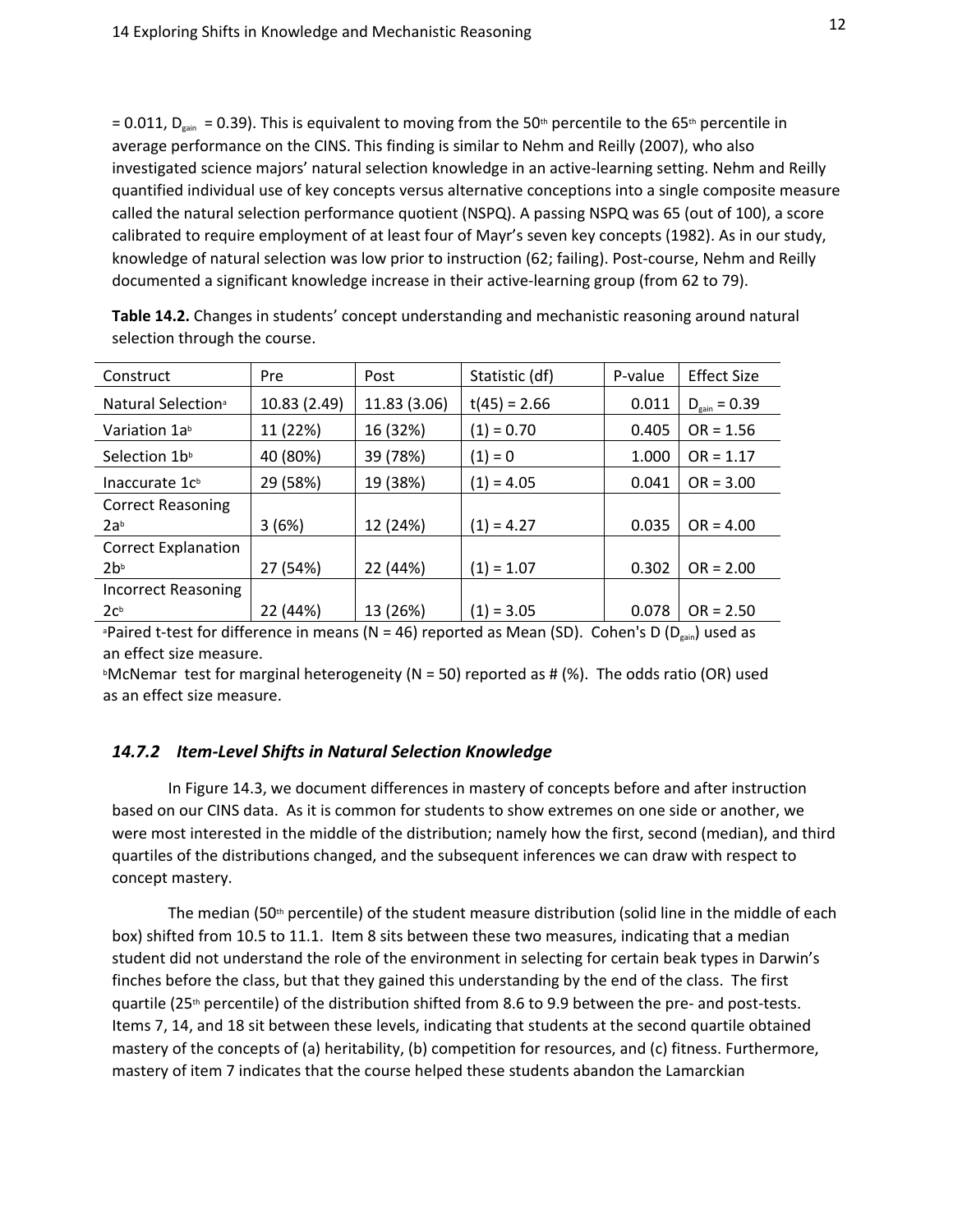= 0.011, $D_{gain}$ = 0.39). This is equivalent to moving from the 50th percentile to the 65th percentile in average performance on the CINS. This finding is similar to Nehm and Reilly (2007), who also investigated science majors' natural selection knowledge in an active-learning setting. Nehm and Reilly quantified individual use of key concepts versus alternative conceptions into a single composite measure called the natural selection performance quotient (NSPQ). A passing NSPQ was 65 (out of 100), a score calibrated to require employment of at least four of Mayr's seven key concepts (1982). As in our study, knowledge of natural selection was low prior to instruction (62; failing). Post-course, Nehm and Reilly documented a significant knowledge increase in their active-learning group (from 62 to 79).

**Table 14.2.** Changes in students' concept understanding and mechanistic reasoning around natural selection through the course.

| Construct | Pre | Post | Statistic (df) | P-value | Effect Size |
|---|---|---|---|---|---|
| Natural Selection[a] | 10.83 (2.49) | 11.83 (3.06) | t(45) = 2.66 | 0.011 | $D_{gain}$ = 0.39 |
| Variation 1a[b] | 11 (22%) | 16 (32%) | (1) = 0.70 | 0.405 | OR = 1.56 |
| Selection 1b[b] | 40 (80%) | 39 (78%) | (1) = 0 | 1.000 | OR = 1.17 |
| Inaccurate 1c[b] | 29 (58%) | 19 (38%) | (1) = 4.05 | 0.041 | OR = 3.00 |
| Correct Reasoning 2a[b] | 3 (6%) | 12 (24%) | (1) = 4.27 | 0.035 | OR = 4.00 |
| Correct Explanation 2b[b] | 27 (54%) | 22 (44%) | (1) = 1.07 | 0.302 | OR = 2.00 |
| Incorrect Reasoning 2c[b] | 22 (44%) | 13 (26%) | (1) = 3.05 | 0.078 | OR = 2.50 |

[a]Paired t-test for difference in means (N = 46) reported as Mean (SD). Cohen's D ($D_{gain}$) used as an effect size measure.

[b]McNemar test for marginal heterogeneity (N = 50) reported as # (%). The odds ratio (OR) used as an effect size measure.

### *14.7.2 Item-Level Shifts in Natural Selection Knowledge*

In Figure 14.3, we document differences in mastery of concepts before and after instruction based on our CINS data. As it is common for students to show extremes on one side or another, we were most interested in the middle of the distribution; namely how the first, second (median), and third quartiles of the distributions changed, and the subsequent inferences we can draw with respect to concept mastery.

The median (50th percentile) of the student measure distribution (solid line in the middle of each box) shifted from 10.5 to 11.1. Item 8 sits between these two measures, indicating that a median student did not understand the role of the environment in selecting for certain beak types in Darwin's finches before the class, but that they gained this understanding by the end of the class. The first quartile (25th percentile) of the distribution shifted from 8.6 to 9.9 between the pre- and post-tests. Items 7, 14, and 18 sit between these levels, indicating that students at the second quartile obtained mastery of the concepts of (a) heritability, (b) competition for resources, and (c) fitness. Furthermore, mastery of item 7 indicates that the course helped these students abandon the Lamarckian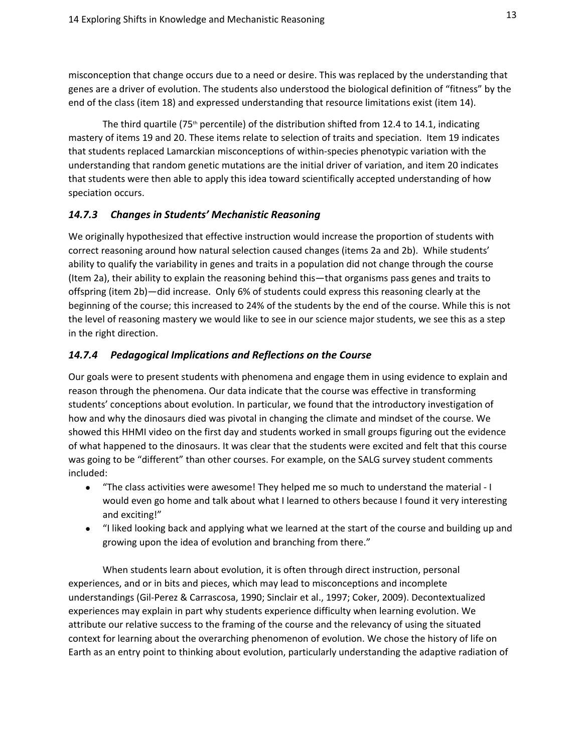misconception that change occurs due to a need or desire. This was replaced by the understanding that genes are a driver of evolution. The students also understood the biological definition of "fitness" by the end of the class (item 18) and expressed understanding that resource limitations exist (item 14).

The third quartile (75th percentile) of the distribution shifted from 12.4 to 14.1, indicating mastery of items 19 and 20. These items relate to selection of traits and speciation. Item 19 indicates that students replaced Lamarckian misconceptions of within-species phenotypic variation with the understanding that random genetic mutations are the initial driver of variation, and item 20 indicates that students were then able to apply this idea toward scientifically accepted understanding of how speciation occurs.

### *14.7.3 Changes in Students' Mechanistic Reasoning*

We originally hypothesized that effective instruction would increase the proportion of students with correct reasoning around how natural selection caused changes (items 2a and 2b). While students' ability to qualify the variability in genes and traits in a population did not change through the course (Item 2a), their ability to explain the reasoning behind this—that organisms pass genes and traits to offspring (item 2b)—did increase. Only 6% of students could express this reasoning clearly at the beginning of the course; this increased to 24% of the students by the end of the course. While this is not the level of reasoning mastery we would like to see in our science major students, we see this as a step in the right direction.

### *14.7.4 Pedagogical Implications and Reflections on the Course*

Our goals were to present students with phenomena and engage them in using evidence to explain and reason through the phenomena. Our data indicate that the course was effective in transforming students' conceptions about evolution. In particular, we found that the introductory investigation of how and why the dinosaurs died was pivotal in changing the climate and mindset of the course. We showed this HHMI video on the first day and students worked in small groups figuring out the evidence of what happened to the dinosaurs. It was clear that the students were excited and felt that this course was going to be "different" than other courses. For example, on the SALG survey student comments included:

- "The class activities were awesome! They helped me so much to understand the material - I would even go home and talk about what I learned to others because I found it very interesting and exciting!"
- "I liked looking back and applying what we learned at the start of the course and building up and growing upon the idea of evolution and branching from there."

When students learn about evolution, it is often through direct instruction, personal experiences, and or in bits and pieces, which may lead to misconceptions and incomplete understandings (Gil-Perez & Carrascosa, 1990; Sinclair et al., 1997; Coker, 2009). Decontextualized experiences may explain in part why students experience difficulty when learning evolution. We attribute our relative success to the framing of the course and the relevancy of using the situated context for learning about the overarching phenomenon of evolution. We chose the history of life on Earth as an entry point to thinking about evolution, particularly understanding the adaptive radiation of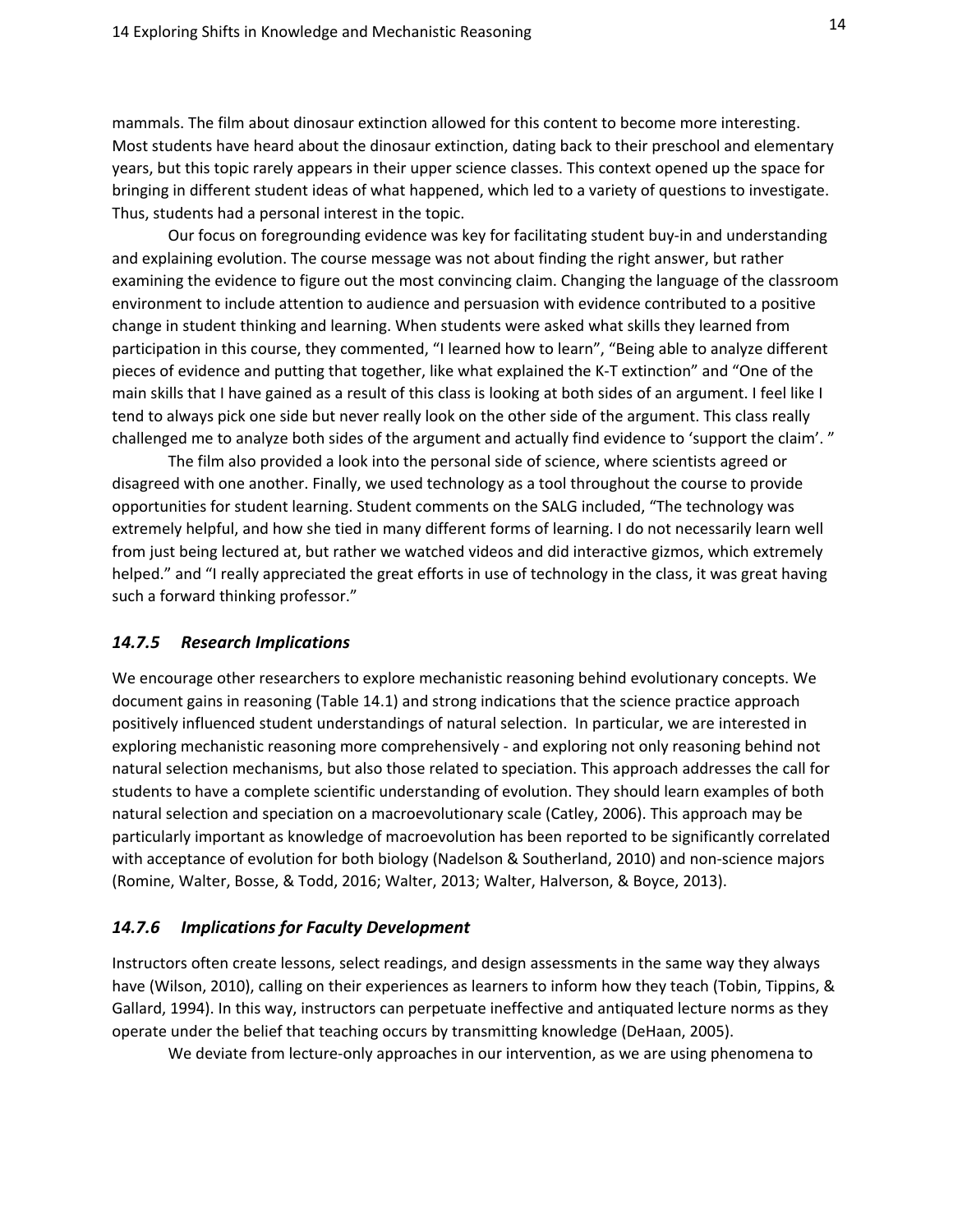mammals. The film about dinosaur extinction allowed for this content to become more interesting. Most students have heard about the dinosaur extinction, dating back to their preschool and elementary years, but this topic rarely appears in their upper science classes. This context opened up the space for bringing in different student ideas of what happened, which led to a variety of questions to investigate. Thus, students had a personal interest in the topic.

Our focus on foregrounding evidence was key for facilitating student buy-in and understanding and explaining evolution. The course message was not about finding the right answer, but rather examining the evidence to figure out the most convincing claim. Changing the language of the classroom environment to include attention to audience and persuasion with evidence contributed to a positive change in student thinking and learning. When students were asked what skills they learned from participation in this course, they commented, "I learned how to learn", "Being able to analyze different pieces of evidence and putting that together, like what explained the K-T extinction" and "One of the main skills that I have gained as a result of this class is looking at both sides of an argument. I feel like I tend to always pick one side but never really look on the other side of the argument. This class really challenged me to analyze both sides of the argument and actually find evidence to 'support the claim'. "

The film also provided a look into the personal side of science, where scientists agreed or disagreed with one another. Finally, we used technology as a tool throughout the course to provide opportunities for student learning. Student comments on the SALG included, "The technology was extremely helpful, and how she tied in many different forms of learning. I do not necessarily learn well from just being lectured at, but rather we watched videos and did interactive gizmos, which extremely helped." and "I really appreciated the great efforts in use of technology in the class, it was great having such a forward thinking professor."

### *14.7.5 Research Implications*

We encourage other researchers to explore mechanistic reasoning behind evolutionary concepts. We document gains in reasoning (Table 14.1) and strong indications that the science practice approach positively influenced student understandings of natural selection. In particular, we are interested in exploring mechanistic reasoning more comprehensively - and exploring not only reasoning behind not natural selection mechanisms, but also those related to speciation. This approach addresses the call for students to have a complete scientific understanding of evolution. They should learn examples of both natural selection and speciation on a macroevolutionary scale (Catley, 2006). This approach may be particularly important as knowledge of macroevolution has been reported to be significantly correlated with acceptance of evolution for both biology (Nadelson & Southerland, 2010) and non-science majors (Romine, Walter, Bosse, & Todd, 2016; Walter, 2013; Walter, Halverson, & Boyce, 2013).

### *14.7.6 Implications for Faculty Development*

Instructors often create lessons, select readings, and design assessments in the same way they always have (Wilson, 2010), calling on their experiences as learners to inform how they teach (Tobin, Tippins, & Gallard, 1994). In this way, instructors can perpetuate ineffective and antiquated lecture norms as they operate under the belief that teaching occurs by transmitting knowledge (DeHaan, 2005).

We deviate from lecture-only approaches in our intervention, as we are using phenomena to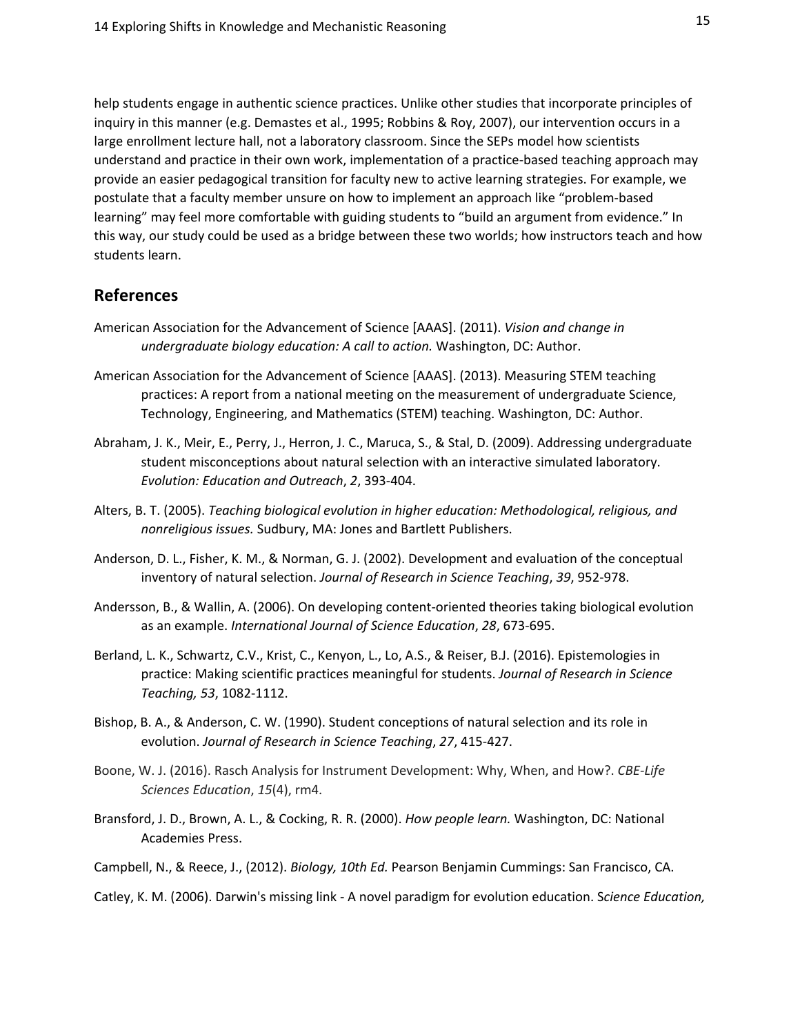help students engage in authentic science practices. Unlike other studies that incorporate principles of inquiry in this manner (e.g. Demastes et al., 1995; Robbins & Roy, 2007), our intervention occurs in a large enrollment lecture hall, not a laboratory classroom. Since the SEPs model how scientists understand and practice in their own work, implementation of a practice-based teaching approach may provide an easier pedagogical transition for faculty new to active learning strategies. For example, we postulate that a faculty member unsure on how to implement an approach like "problem-based learning" may feel more comfortable with guiding students to "build an argument from evidence." In this way, our study could be used as a bridge between these two worlds; how instructors teach and how students learn.

## References

American Association for the Advancement of Science [AAAS]. (2011). *Vision and change in undergraduate biology education: A call to action.* Washington, DC: Author.

American Association for the Advancement of Science [AAAS]. (2013). Measuring STEM teaching practices: A report from a national meeting on the measurement of undergraduate Science, Technology, Engineering, and Mathematics (STEM) teaching. Washington, DC: Author.

Abraham, J. K., Meir, E., Perry, J., Herron, J. C., Maruca, S., & Stal, D. (2009). Addressing undergraduate student misconceptions about natural selection with an interactive simulated laboratory. *Evolution: Education and Outreach*, *2*, 393-404.

Alters, B. T. (2005). *Teaching biological evolution in higher education: Methodological, religious, and nonreligious issues.* Sudbury, MA: Jones and Bartlett Publishers.

Anderson, D. L., Fisher, K. M., & Norman, G. J. (2002). Development and evaluation of the conceptual inventory of natural selection. *Journal of Research in Science Teaching*, *39*, 952-978.

Andersson, B., & Wallin, A. (2006). On developing content-oriented theories taking biological evolution as an example. *International Journal of Science Education*, *28*, 673-695.

Berland, L. K., Schwartz, C.V., Krist, C., Kenyon, L., Lo, A.S., & Reiser, B.J. (2016). Epistemologies in practice: Making scientific practices meaningful for students. *Journal of Research in Science Teaching, 53*, 1082-1112.

Bishop, B. A., & Anderson, C. W. (1990). Student conceptions of natural selection and its role in evolution. *Journal of Research in Science Teaching*, *27*, 415-427.

Boone, W. J. (2016). Rasch Analysis for Instrument Development: Why, When, and How?. *CBE-Life Sciences Education*, *15*(4), rm4.

Bransford, J. D., Brown, A. L., & Cocking, R. R. (2000). *How people learn.* Washington, DC: National Academies Press.

Campbell, N., & Reece, J., (2012). *Biology, 10th Ed.* Pearson Benjamin Cummings: San Francisco, CA.

Catley, K. M. (2006). Darwin's missing link - A novel paradigm for evolution education. S*cience Education,*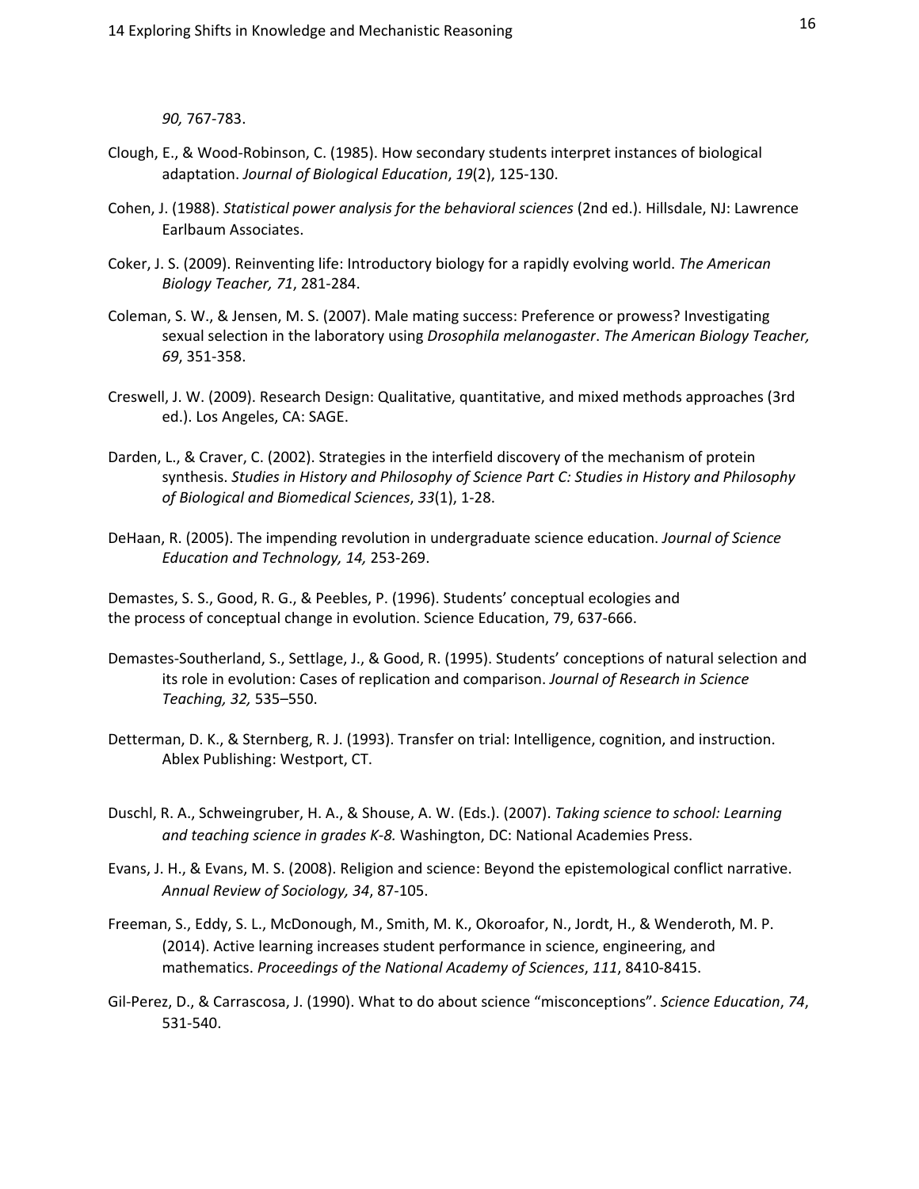*90,* 767-783.

Clough, E., & Wood-Robinson, C. (1985). How secondary students interpret instances of biological adaptation. *Journal of Biological Education*, *19*(2), 125-130.

Cohen, J. (1988). *Statistical power analysis for the behavioral sciences* (2nd ed.). Hillsdale, NJ: Lawrence Earlbaum Associates.

Coker, J. S. (2009). Reinventing life: Introductory biology for a rapidly evolving world. *The American Biology Teacher, 71*, 281-284.

Coleman, S. W., & Jensen, M. S. (2007). Male mating success: Preference or prowess? Investigating sexual selection in the laboratory using *Drosophila melanogaster*. *The American Biology Teacher, 69*, 351-358.

Creswell, J. W. (2009). Research Design: Qualitative, quantitative, and mixed methods approaches (3rd ed.). Los Angeles, CA: SAGE.

Darden, L., & Craver, C. (2002). Strategies in the interfield discovery of the mechanism of protein synthesis. *Studies in History and Philosophy of Science Part C: Studies in History and Philosophy of Biological and Biomedical Sciences*, *33*(1), 1-28.

DeHaan, R. (2005). The impending revolution in undergraduate science education. *Journal of Science Education and Technology, 14,* 253-269.

Demastes, S. S., Good, R. G., & Peebles, P. (1996). Students' conceptual ecologies and the process of conceptual change in evolution. Science Education, 79, 637-666.

Demastes-Southerland, S., Settlage, J., & Good, R. (1995). Students' conceptions of natural selection and its role in evolution: Cases of replication and comparison. *Journal of Research in Science Teaching, 32,* 535–550.

Detterman, D. K., & Sternberg, R. J. (1993). Transfer on trial: Intelligence, cognition, and instruction. Ablex Publishing: Westport, CT.

Duschl, R. A., Schweingruber, H. A., & Shouse, A. W. (Eds.). (2007). *Taking science to school: Learning and teaching science in grades K-8.* Washington, DC: National Academies Press.

Evans, J. H., & Evans, M. S. (2008). Religion and science: Beyond the epistemological conflict narrative. *Annual Review of Sociology, 34*, 87-105.

Freeman, S., Eddy, S. L., McDonough, M., Smith, M. K., Okoroafor, N., Jordt, H., & Wenderoth, M. P. (2014). Active learning increases student performance in science, engineering, and mathematics. *Proceedings of the National Academy of Sciences*, *111*, 8410-8415.

Gil-Perez, D., & Carrascosa, J. (1990). What to do about science "misconceptions". *Science Education*, *74*, 531-540.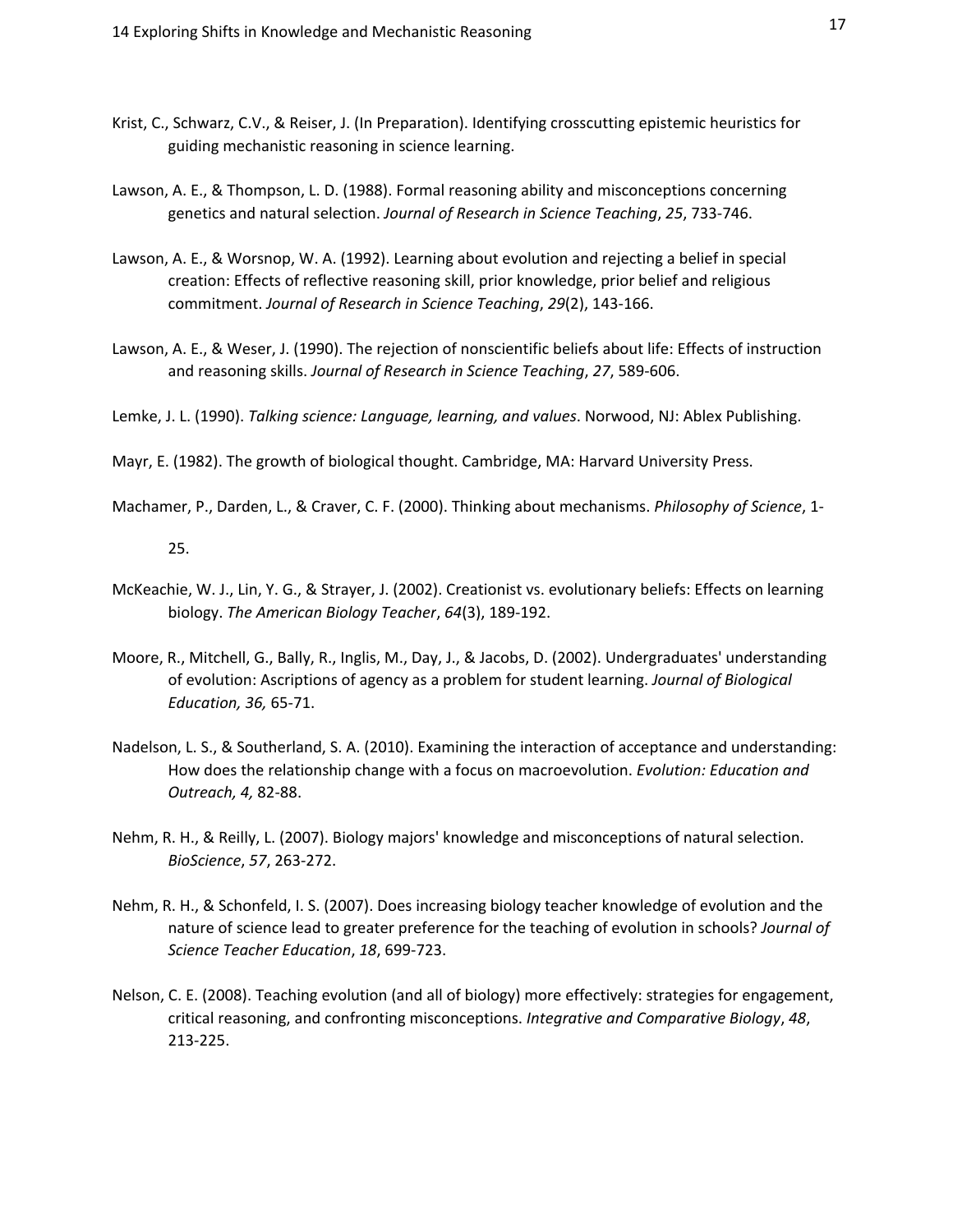Krist, C., Schwarz, C.V., & Reiser, J. (In Preparation). Identifying crosscutting epistemic heuristics for guiding mechanistic reasoning in science learning.

Lawson, A. E., & Thompson, L. D. (1988). Formal reasoning ability and misconceptions concerning genetics and natural selection. *Journal of Research in Science Teaching*, *25*, 733-746.

Lawson, A. E., & Worsnop, W. A. (1992). Learning about evolution and rejecting a belief in special creation: Effects of reflective reasoning skill, prior knowledge, prior belief and religious commitment. *Journal of Research in Science Teaching*, *29*(2), 143-166.

Lawson, A. E., & Weser, J. (1990). The rejection of nonscientific beliefs about life: Effects of instruction and reasoning skills. *Journal of Research in Science Teaching*, *27*, 589-606.

Lemke, J. L. (1990). *Talking science: Language, learning, and values*. Norwood, NJ: Ablex Publishing.

Mayr, E. (1982). The growth of biological thought. Cambridge, MA: Harvard University Press.

Machamer, P., Darden, L., & Craver, C. F. (2000). Thinking about mechanisms. *Philosophy of Science*, 1-25.

McKeachie, W. J., Lin, Y. G., & Strayer, J. (2002). Creationist vs. evolutionary beliefs: Effects on learning biology. *The American Biology Teacher*, *64*(3), 189-192.

Moore, R., Mitchell, G., Bally, R., Inglis, M., Day, J., & Jacobs, D. (2002). Undergraduates' understanding of evolution: Ascriptions of agency as a problem for student learning. *Journal of Biological Education, 36,* 65-71.

Nadelson, L. S., & Southerland, S. A. (2010). Examining the interaction of acceptance and understanding: How does the relationship change with a focus on macroevolution. *Evolution: Education and Outreach, 4,* 82-88.

Nehm, R. H., & Reilly, L. (2007). Biology majors' knowledge and misconceptions of natural selection. *BioScience*, *57*, 263-272.

Nehm, R. H., & Schonfeld, I. S. (2007). Does increasing biology teacher knowledge of evolution and the nature of science lead to greater preference for the teaching of evolution in schools? *Journal of Science Teacher Education*, *18*, 699-723.

Nelson, C. E. (2008). Teaching evolution (and all of biology) more effectively: strategies for engagement, critical reasoning, and confronting misconceptions. *Integrative and Comparative Biology*, *48*, 213-225.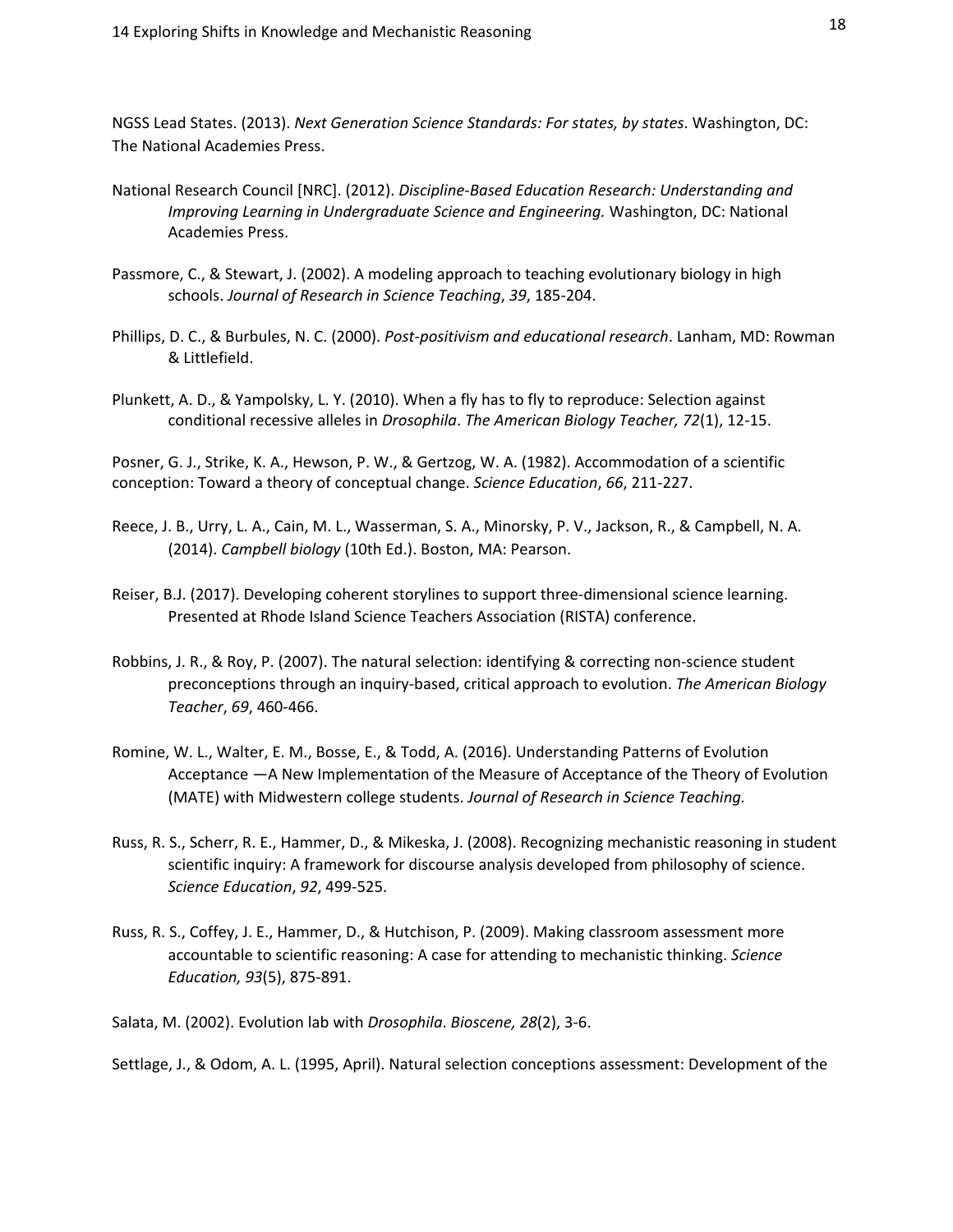NGSS Lead States. (2013). *Next Generation Science Standards: For states, by states*. Washington, DC: The National Academies Press.

National Research Council [NRC]. (2012). *Discipline-Based Education Research: Understanding and Improving Learning in Undergraduate Science and Engineering.* Washington, DC: National Academies Press.

Passmore, C., & Stewart, J. (2002). A modeling approach to teaching evolutionary biology in high schools. *Journal of Research in Science Teaching*, *39*, 185-204.

Phillips, D. C., & Burbules, N. C. (2000). *Post-positivism and educational research*. Lanham, MD: Rowman & Littlefield.

Plunkett, A. D., & Yampolsky, L. Y. (2010). When a fly has to fly to reproduce: Selection against conditional recessive alleles in *Drosophila*. *The American Biology Teacher, 72*(1), 12-15.

Posner, G. J., Strike, K. A., Hewson, P. W., & Gertzog, W. A. (1982). Accommodation of a scientific conception: Toward a theory of conceptual change. *Science Education*, *66*, 211-227.

Reece, J. B., Urry, L. A., Cain, M. L., Wasserman, S. A., Minorsky, P. V., Jackson, R., & Campbell, N. A. (2014). *Campbell biology* (10th Ed.). Boston, MA: Pearson.

Reiser, B.J. (2017). Developing coherent storylines to support three-dimensional science learning. Presented at Rhode Island Science Teachers Association (RISTA) conference.

Robbins, J. R., & Roy, P. (2007). The natural selection: identifying & correcting non-science student preconceptions through an inquiry-based, critical approach to evolution. *The American Biology Teacher*, *69*, 460-466.

Romine, W. L., Walter, E. M., Bosse, E., & Todd, A. (2016). Understanding Patterns of Evolution Acceptance —A New Implementation of the Measure of Acceptance of the Theory of Evolution (MATE) with Midwestern college students. *Journal of Research in Science Teaching.*

Russ, R. S., Scherr, R. E., Hammer, D., & Mikeska, J. (2008). Recognizing mechanistic reasoning in student scientific inquiry: A framework for discourse analysis developed from philosophy of science. *Science Education*, *92*, 499-525.

Russ, R. S., Coffey, J. E., Hammer, D., & Hutchison, P. (2009). Making classroom assessment more accountable to scientific reasoning: A case for attending to mechanistic thinking. *Science Education, 93*(5), 875-891.

Salata, M. (2002). Evolution lab with *Drosophila*. *Bioscene, 28*(2), 3-6.

Settlage, J., & Odom, A. L. (1995, April). Natural selection conceptions assessment: Development of the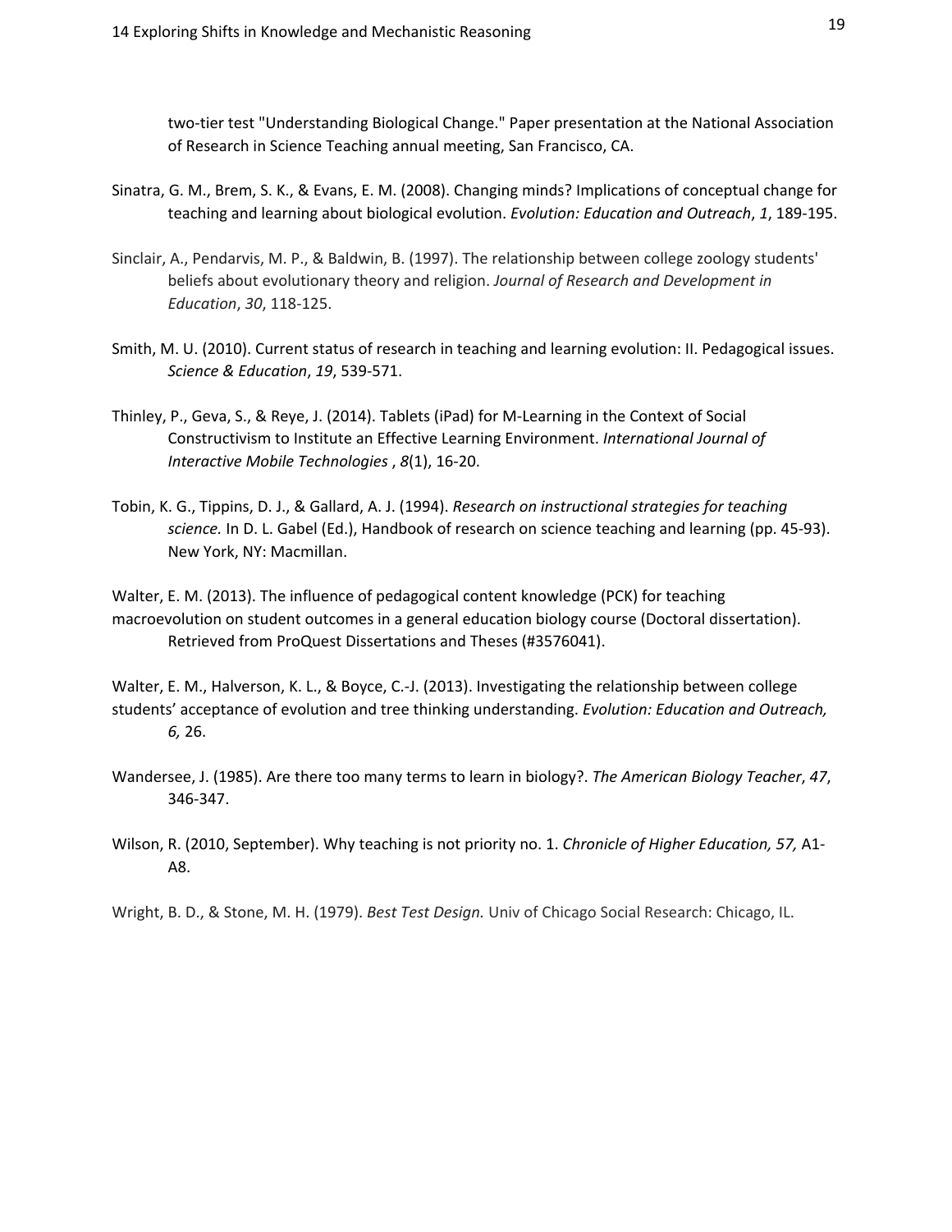two-tier test "Understanding Biological Change." Paper presentation at the National Association of Research in Science Teaching annual meeting, San Francisco, CA.

Sinatra, G. M., Brem, S. K., & Evans, E. M. (2008). Changing minds? Implications of conceptual change for teaching and learning about biological evolution. *Evolution: Education and Outreach*, *1*, 189-195.

Sinclair, A., Pendarvis, M. P., & Baldwin, B. (1997). The relationship between college zoology students' beliefs about evolutionary theory and religion. *Journal of Research and Development in Education*, *30*, 118-125.

Smith, M. U. (2010). Current status of research in teaching and learning evolution: II. Pedagogical issues. *Science & Education*, *19*, 539-571.

Thinley, P., Geva, S., & Reye, J. (2014). Tablets (iPad) for M-Learning in the Context of Social Constructivism to Institute an Effective Learning Environment. *International Journal of Interactive Mobile Technologies* , *8*(1), 16-20.

Tobin, K. G., Tippins, D. J., & Gallard, A. J. (1994). *Research on instructional strategies for teaching science.* In D. L. Gabel (Ed.), Handbook of research on science teaching and learning (pp. 45-93). New York, NY: Macmillan.

Walter, E. M. (2013). The influence of pedagogical content knowledge (PCK) for teaching macroevolution on student outcomes in a general education biology course (Doctoral dissertation). Retrieved from ProQuest Dissertations and Theses (#3576041).

Walter, E. M., Halverson, K. L., & Boyce, C.-J. (2013). Investigating the relationship between college students' acceptance of evolution and tree thinking understanding. *Evolution: Education and Outreach, 6,* 26.

Wandersee, J. (1985). Are there too many terms to learn in biology?. *The American Biology Teacher*, *47*, 346-347.

Wilson, R. (2010, September). Why teaching is not priority no. 1. *Chronicle of Higher Education, 57,* A1-A8.

Wright, B. D., & Stone, M. H. (1979). *Best Test Design.* Univ of Chicago Social Research: Chicago, IL.